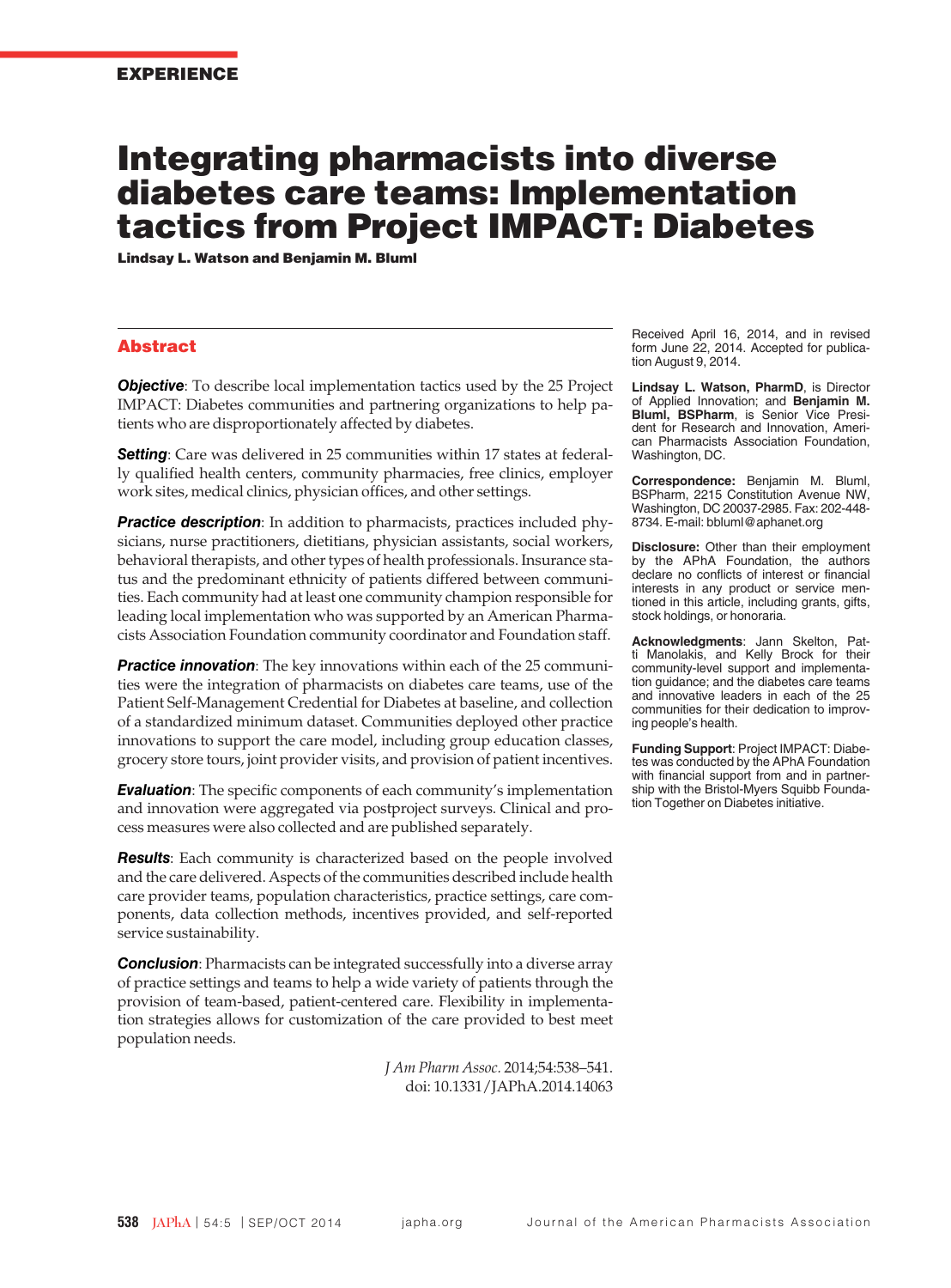EXPERIENCE

# Integrating pharmacists into diverse diabetes care teams: Implementation tactics from Project IMPACT: Diabetes

**Lindsay L. Watson and Benjamin M. Bluml**

## Abstract

***Objective***: To describe local implementation tactics used by the 25 Project IMPACT: Diabetes communities and partnering organizations to help patients who are disproportionately affected by diabetes.

***Setting***: Care was delivered in 25 communities within 17 states at federally qualified health centers, community pharmacies, free clinics, employer work sites, medical clinics, physician offices, and other settings.

***Practice description***: In addition to pharmacists, practices included physicians, nurse practitioners, dietitians, physician assistants, social workers, behavioral therapists, and other types of health professionals. Insurance status and the predominant ethnicity of patients differed between communities. Each community had at least one community champion responsible for leading local implementation who was supported by an American Pharmacists Association Foundation community coordinator and Foundation staff.

***Practice innovation***: The key innovations within each of the 25 communities were the integration of pharmacists on diabetes care teams, use of the Patient Self-Management Credential for Diabetes at baseline, and collection of a standardized minimum dataset. Communities deployed other practice innovations to support the care model, including group education classes, grocery store tours, joint provider visits, and provision of patient incentives.

***Evaluation***: The specific components of each community's implementation and innovation were aggregated via postproject surveys. Clinical and process measures were also collected and are published separately.

***Results***: Each community is characterized based on the people involved and the care delivered. Aspects of the communities described include health care provider teams, population characteristics, practice settings, care components, data collection methods, incentives provided, and self-reported service sustainability.

***Conclusion***: Pharmacists can be integrated successfully into a diverse array of practice settings and teams to help a wide variety of patients through the provision of team-based, patient-centered care. Flexibility in implementation strategies allows for customization of the care provided to best meet population needs.

*J Am Pharm Assoc.* 2014;54:538–541.
doi: 10.1331/JAPhA.2014.14063

Received April 16, 2014, and in revised form June 22, 2014. Accepted for publication August 9, 2014.

**Lindsay L. Watson, PharmD**, is Director of Applied Innovation; and **Benjamin M. Bluml, BSPharm**, is Senior Vice President for Research and Innovation, American Pharmacists Association Foundation, Washington, DC.

**Correspondence:** Benjamin M. Bluml, BSPharm, 2215 Constitution Avenue NW, Washington, DC 20037-2985. Fax: 202-448-8734. E-mail: bbluml@aphanet.org

**Disclosure:** Other than their employment by the APhA Foundation, the authors declare no conflicts of interest or financial interests in any product or service mentioned in this article, including grants, gifts, stock holdings, or honoraria.

**Acknowledgments**: Jann Skelton, Patti Manolakis, and Kelly Brock for their community-level support and implementation guidance; and the diabetes care teams and innovative leaders in each of the 25 communities for their dedication to improving people's health.

**Funding Support**: Project IMPACT: Diabetes was conducted by the APhA Foundation with financial support from and in partnership with the Bristol-Myers Squibb Foundation Together on Diabetes initiative.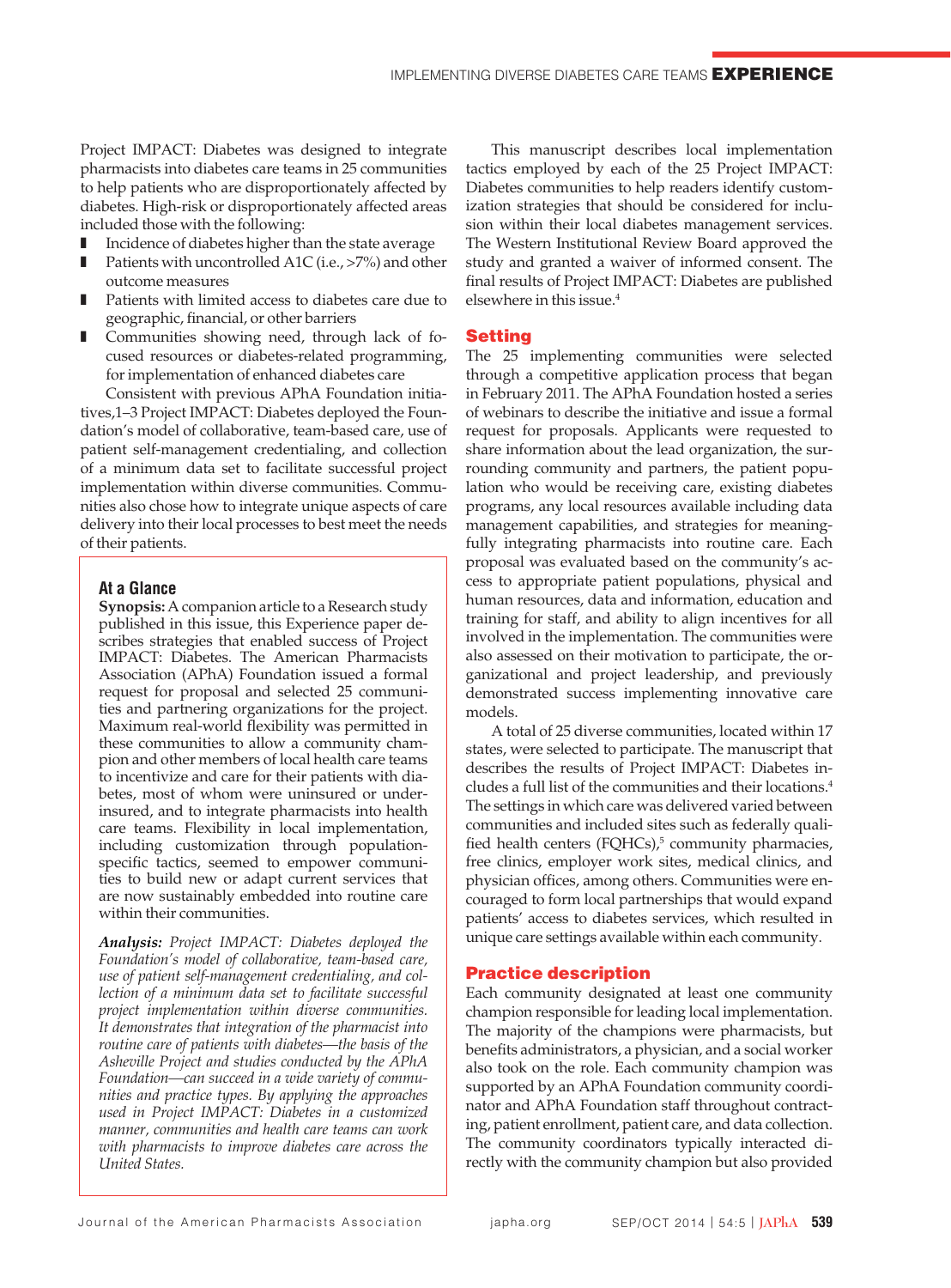Project IMPACT: Diabetes was designed to integrate pharmacists into diabetes care teams in 25 communities to help patients who are disproportionately affected by diabetes. High-risk or disproportionately affected areas included those with the following:

- Incidence of diabetes higher than the state average
- Patients with uncontrolled A1C (i.e., >7%) and other outcome measures
- Patients with limited access to diabetes care due to geographic, financial, or other barriers
- Communities showing need, through lack of focused resources or diabetes-related programming, for implementation of enhanced diabetes care

Consistent with previous APhA Foundation initiatives,1–3 Project IMPACT: Diabetes deployed the Foundation's model of collaborative, team-based care, use of patient self-management credentialing, and collection of a minimum data set to facilitate successful project implementation within diverse communities. Communities also chose how to integrate unique aspects of care delivery into their local processes to best meet the needs of their patients.

### At a Glance

**Synopsis:** A companion article to a Research study published in this issue, this Experience paper describes strategies that enabled success of Project IMPACT: Diabetes. The American Pharmacists Association (APhA) Foundation issued a formal request for proposal and selected 25 communities and partnering organizations for the project. Maximum real-world flexibility was permitted in these communities to allow a community champion and other members of local health care teams to incentivize and care for their patients with diabetes, most of whom were uninsured or underinsured, and to integrate pharmacists into health care teams. Flexibility in local implementation, including customization through population-specific tactics, seemed to empower communities to build new or adapt current services that are now sustainably embedded into routine care within their communities.

***Analysis:*** *Project IMPACT: Diabetes deployed the Foundation's model of collaborative, team-based care, use of patient self-management credentialing, and collection of a minimum data set to facilitate successful project implementation within diverse communities. It demonstrates that integration of the pharmacist into routine care of patients with diabetes—the basis of the Asheville Project and studies conducted by the APhA Foundation—can succeed in a wide variety of communities and practice types. By applying the approaches used in Project IMPACT: Diabetes in a customized manner, communities and health care teams can work with pharmacists to improve diabetes care across the United States.*

This manuscript describes local implementation tactics employed by each of the 25 Project IMPACT: Diabetes communities to help readers identify customization strategies that should be considered for inclusion within their local diabetes management services. The Western Institutional Review Board approved the study and granted a waiver of informed consent. The final results of Project IMPACT: Diabetes are published elsewhere in this issue.[4]

## Setting

The 25 implementing communities were selected through a competitive application process that began in February 2011. The APhA Foundation hosted a series of webinars to describe the initiative and issue a formal request for proposals. Applicants were requested to share information about the lead organization, the surrounding community and partners, the patient population who would be receiving care, existing diabetes programs, any local resources available including data management capabilities, and strategies for meaningfully integrating pharmacists into routine care. Each proposal was evaluated based on the community's access to appropriate patient populations, physical and human resources, data and information, education and training for staff, and ability to align incentives for all involved in the implementation. The communities were also assessed on their motivation to participate, the organizational and project leadership, and previously demonstrated success implementing innovative care models.

A total of 25 diverse communities, located within 17 states, were selected to participate. The manuscript that describes the results of Project IMPACT: Diabetes includes a full list of the communities and their locations.[4] The settings in which care was delivered varied between communities and included sites such as federally qualified health centers (FQHCs),[5] community pharmacies, free clinics, employer work sites, medical clinics, and physician offices, among others. Communities were encouraged to form local partnerships that would expand patients' access to diabetes services, which resulted in unique care settings available within each community.

## Practice description

Each community designated at least one community champion responsible for leading local implementation. The majority of the champions were pharmacists, but benefits administrators, a physician, and a social worker also took on the role. Each community champion was supported by an APhA Foundation community coordinator and APhA Foundation staff throughout contracting, patient enrollment, patient care, and data collection. The community coordinators typically interacted directly with the community champion but also provided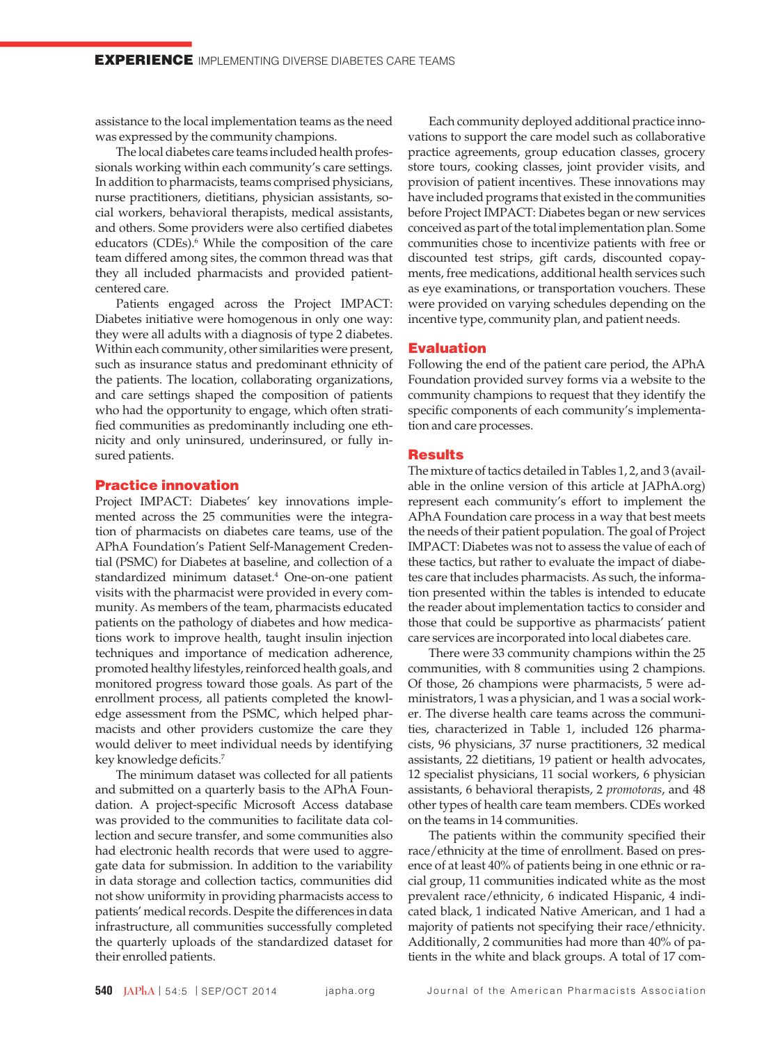assistance to the local implementation teams as the need was expressed by the community champions.

The local diabetes care teams included health professionals working within each community's care settings. In addition to pharmacists, teams comprised physicians, nurse practitioners, dietitians, physician assistants, social workers, behavioral therapists, medical assistants, and others. Some providers were also certified diabetes educators (CDEs).[6] While the composition of the care team differed among sites, the common thread was that they all included pharmacists and provided patient-centered care.

Patients engaged across the Project IMPACT: Diabetes initiative were homogenous in only one way: they were all adults with a diagnosis of type 2 diabetes. Within each community, other similarities were present, such as insurance status and predominant ethnicity of the patients. The location, collaborating organizations, and care settings shaped the composition of patients who had the opportunity to engage, which often stratified communities as predominantly including one ethnicity and only uninsured, underinsured, or fully insured patients.

## Practice innovation

Project IMPACT: Diabetes' key innovations implemented across the 25 communities were the integration of pharmacists on diabetes care teams, use of the APhA Foundation's Patient Self-Management Credential (PSMC) for Diabetes at baseline, and collection of a standardized minimum dataset.[4] One-on-one patient visits with the pharmacist were provided in every community. As members of the team, pharmacists educated patients on the pathology of diabetes and how medications work to improve health, taught insulin injection techniques and importance of medication adherence, promoted healthy lifestyles, reinforced health goals, and monitored progress toward those goals. As part of the enrollment process, all patients completed the knowledge assessment from the PSMC, which helped pharmacists and other providers customize the care they would deliver to meet individual needs by identifying key knowledge deficits.[7]

The minimum dataset was collected for all patients and submitted on a quarterly basis to the APhA Foundation. A project-specific Microsoft Access database was provided to the communities to facilitate data collection and secure transfer, and some communities also had electronic health records that were used to aggregate data for submission. In addition to the variability in data storage and collection tactics, communities did not show uniformity in providing pharmacists access to patients' medical records. Despite the differences in data infrastructure, all communities successfully completed the quarterly uploads of the standardized dataset for their enrolled patients.

Each community deployed additional practice innovations to support the care model such as collaborative practice agreements, group education classes, grocery store tours, cooking classes, joint provider visits, and provision of patient incentives. These innovations may have included programs that existed in the communities before Project IMPACT: Diabetes began or new services conceived as part of the total implementation plan. Some communities chose to incentivize patients with free or discounted test strips, gift cards, discounted copayments, free medications, additional health services such as eye examinations, or transportation vouchers. These were provided on varying schedules depending on the incentive type, community plan, and patient needs.

## Evaluation

Following the end of the patient care period, the APhA Foundation provided survey forms via a website to the community champions to request that they identify the specific components of each community's implementation and care processes.

## Results

The mixture of tactics detailed in Tables 1, 2, and 3 (available in the online version of this article at JAPhA.org) represent each community's effort to implement the APhA Foundation care process in a way that best meets the needs of their patient population. The goal of Project IMPACT: Diabetes was not to assess the value of each of these tactics, but rather to evaluate the impact of diabetes care that includes pharmacists. As such, the information presented within the tables is intended to educate the reader about implementation tactics to consider and those that could be supportive as pharmacists' patient care services are incorporated into local diabetes care.

There were 33 community champions within the 25 communities, with 8 communities using 2 champions. Of those, 26 champions were pharmacists, 5 were administrators, 1 was a physician, and 1 was a social worker. The diverse health care teams across the communities, characterized in Table 1, included 126 pharmacists, 96 physicians, 37 nurse practitioners, 32 medical assistants, 22 dietitians, 19 patient or health advocates, 12 specialist physicians, 11 social workers, 6 physician assistants, 6 behavioral therapists, 2 *promotoras*, and 48 other types of health care team members. CDEs worked on the teams in 14 communities.

The patients within the community specified their race/ethnicity at the time of enrollment. Based on presence of at least 40% of patients being in one ethnic or racial group, 11 communities indicated white as the most prevalent race/ethnicity, 6 indicated Hispanic, 4 indicated black, 1 indicated Native American, and 1 had a majority of patients not specifying their race/ethnicity. Additionally, 2 communities had more than 40% of patients in the white and black groups. A total of 17 com-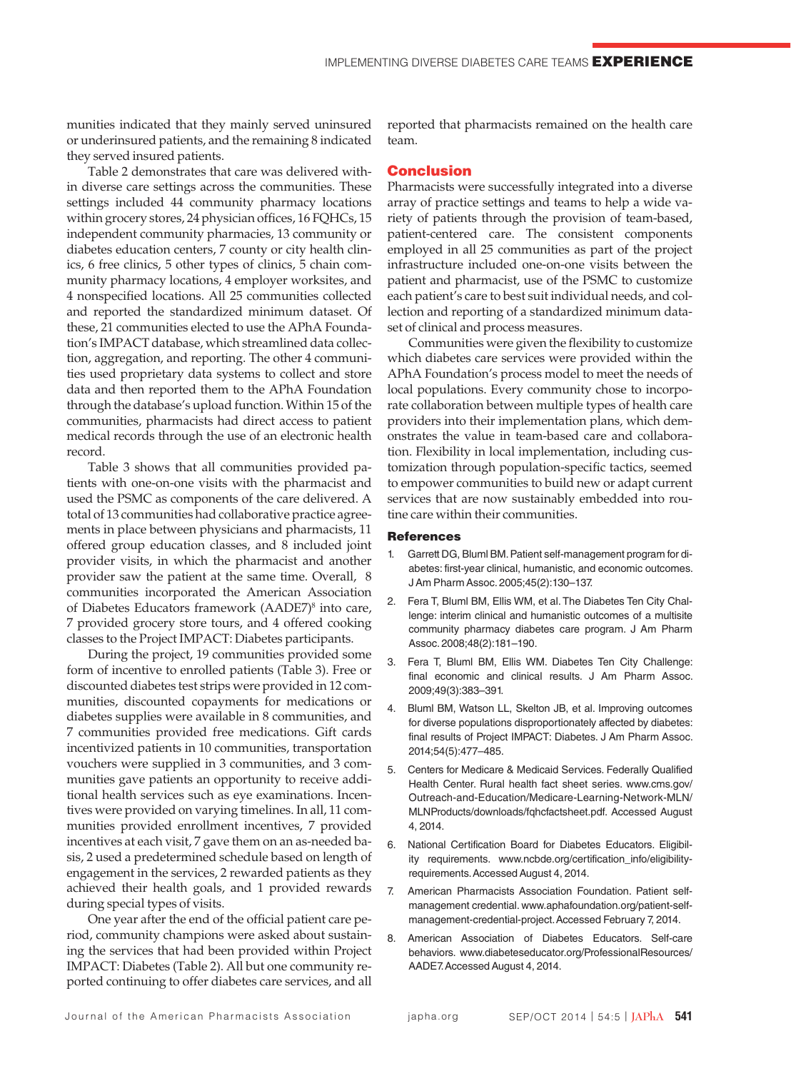munities indicated that they mainly served uninsured or underinsured patients, and the remaining 8 indicated they served insured patients.

Table 2 demonstrates that care was delivered within diverse care settings across the communities. These settings included 44 community pharmacy locations within grocery stores, 24 physician offices, 16 FQHCs, 15 independent community pharmacies, 13 community or diabetes education centers, 7 county or city health clinics, 6 free clinics, 5 other types of clinics, 5 chain community pharmacy locations, 4 employer worksites, and 4 nonspecified locations. All 25 communities collected and reported the standardized minimum dataset. Of these, 21 communities elected to use the APhA Foundation's IMPACT database, which streamlined data collection, aggregation, and reporting. The other 4 communities used proprietary data systems to collect and store data and then reported them to the APhA Foundation through the database's upload function. Within 15 of the communities, pharmacists had direct access to patient medical records through the use of an electronic health record.

Table 3 shows that all communities provided patients with one-on-one visits with the pharmacist and used the PSMC as components of the care delivered. A total of 13 communities had collaborative practice agreements in place between physicians and pharmacists, 11 offered group education classes, and 8 included joint provider visits, in which the pharmacist and another provider saw the patient at the same time. Overall, 8 communities incorporated the American Association of Diabetes Educators framework (AADE7)[8] into care, 7 provided grocery store tours, and 4 offered cooking classes to the Project IMPACT: Diabetes participants.

During the project, 19 communities provided some form of incentive to enrolled patients (Table 3). Free or discounted diabetes test strips were provided in 12 communities, discounted copayments for medications or diabetes supplies were available in 8 communities, and 7 communities provided free medications. Gift cards incentivized patients in 10 communities, transportation vouchers were supplied in 3 communities, and 3 communities gave patients an opportunity to receive additional health services such as eye examinations. Incentives were provided on varying timelines. In all, 11 communities provided enrollment incentives, 7 provided incentives at each visit, 7 gave them on an as-needed basis, 2 used a predetermined schedule based on length of engagement in the services, 2 rewarded patients as they achieved their health goals, and 1 provided rewards during special types of visits.

One year after the end of the official patient care period, community champions were asked about sustaining the services that had been provided within Project IMPACT: Diabetes (Table 2). All but one community reported continuing to offer diabetes care services, and all reported that pharmacists remained on the health care team.

## Conclusion

Pharmacists were successfully integrated into a diverse array of practice settings and teams to help a wide variety of patients through the provision of team-based, patient-centered care. The consistent components employed in all 25 communities as part of the project infrastructure included one-on-one visits between the patient and pharmacist, use of the PSMC to customize each patient's care to best suit individual needs, and collection and reporting of a standardized minimum dataset of clinical and process measures.

Communities were given the flexibility to customize which diabetes care services were provided within the APhA Foundation's process model to meet the needs of local populations. Every community chose to incorporate collaboration between multiple types of health care providers into their implementation plans, which demonstrates the value in team-based care and collaboration. Flexibility in local implementation, including customization through population-specific tactics, seemed to empower communities to build new or adapt current services that are now sustainably embedded into routine care within their communities.

### References

1. Garrett DG, Bluml BM. Patient self-management program for diabetes: first-year clinical, humanistic, and economic outcomes. J Am Pharm Assoc. 2005;45(2):130–137.
2. Fera T, Bluml BM, Ellis WM, et al. The Diabetes Ten City Challenge: interim clinical and humanistic outcomes of a multisite community pharmacy diabetes care program. J Am Pharm Assoc. 2008;48(2):181–190.
3. Fera T, Bluml BM, Ellis WM. Diabetes Ten City Challenge: final economic and clinical results. J Am Pharm Assoc. 2009;49(3):383–391.
4. Bluml BM, Watson LL, Skelton JB, et al. Improving outcomes for diverse populations disproportionately affected by diabetes: final results of Project IMPACT: Diabetes. J Am Pharm Assoc. 2014;54(5):477–485.
5. Centers for Medicare & Medicaid Services. Federally Qualified Health Center. Rural health fact sheet series. www.cms.gov/Outreach-and-Education/Medicare-Learning-Network-MLN/MLNProducts/downloads/fqhcfactsheet.pdf. Accessed August 4, 2014.
6. National Certification Board for Diabetes Educators. Eligibility requirements. www.ncbde.org/certification_info/eligibility-requirements. Accessed August 4, 2014.
7. American Pharmacists Association Foundation. Patient self-management credential. www.aphafoundation.org/patient-self-management-credential-project. Accessed February 7, 2014.
8. American Association of Diabetes Educators. Self-care behaviors. www.diabeteseducator.org/ProfessionalResources/AADE7. Accessed August 4, 2014.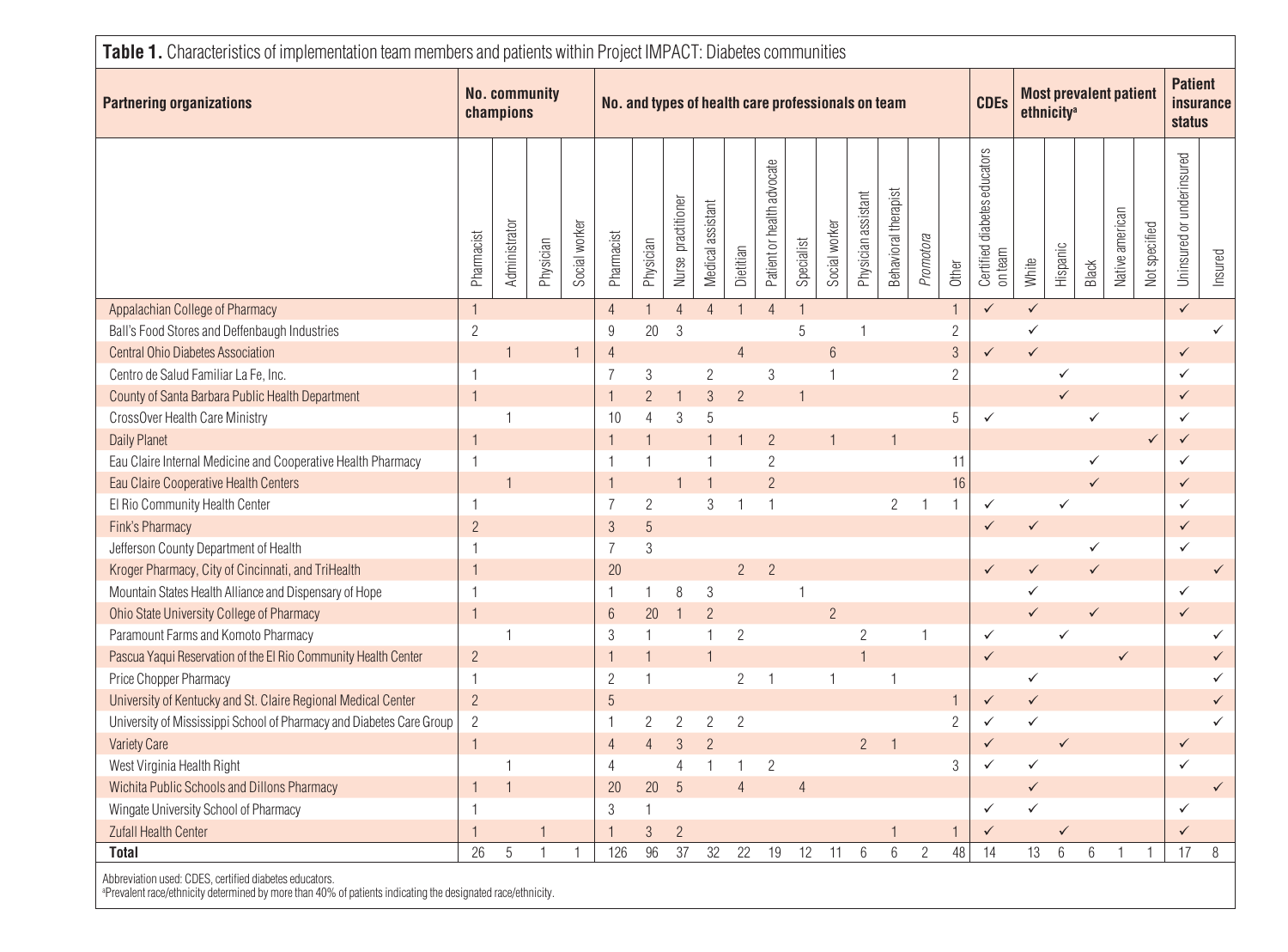**Table 1.** Characteristics of implementation team members and patients within Project IMPACT: Diabetes communities

| Partnering organizations | No. community champions | | | | No. and types of health care professionals on team | | | | | | | | | | | | CDEs | Most prevalent patient ethnicity[a] | | | | | Patient insurance status | |
|---|---|---|---|---|---|---|---|---|---|---|---|---|---|---|---|---|---|---|---|---|---|---|---|---|
| | Pharmacist | Administrator | Physician | Social worker | Pharmacist | Physician | Nurse practitioner | Medical assistant | Dietitian | Patient or health advocate | Specialist | Social worker | Physician assistant | Behavioral therapist | *Promotora* | Other | Certified diabetes educators on team | White | Hispanic | Black | Native american | Not specified | Uninsured or underinsured | Insured |
| Appalachian College of Pharmacy | 1 | | | | 4 | 1 | 4 | 4 | 1 | 4 | 1 | | | | | 1 | ✓ | ✓ | | | | | ✓ | |
| Ball's Food Stores and Deffenbaugh Industries | 2 | | | | 9 | 20 | 3 | | | | 5 | | 1 | | | 2 | | ✓ | | | | | | ✓ |
| Central Ohio Diabetes Association | | 1 | | 1 | 4 | | | | 4 | | | 6 | | | | 3 | ✓ | ✓ | | | | | ✓ | |
| Centro de Salud Familiar La Fe, Inc. | 1 | | | | 7 | 3 | | 2 | | 3 | | 1 | | | | 2 | | | ✓ | | | | ✓ | |
| County of Santa Barbara Public Health Department | 1 | | | | 1 | 2 | 1 | 3 | 2 | | 1 | | | | | | | | ✓ | | | | ✓ | |
| CrossOver Health Care Ministry | | 1 | | | 10 | 4 | 3 | 5 | | | | | | | | 5 | ✓ | | | ✓ | | | ✓ | |
| Daily Planet | 1 | | | | 1 | 1 | | 1 | 1 | 2 | | 1 | | 1 | | | | | | | | ✓ | ✓ | |
| Eau Claire Internal Medicine and Cooperative Health Pharmacy | 1 | | | | 1 | 1 | | 1 | | 2 | | | | | | 11 | | | | ✓ | | | ✓ | |
| Eau Claire Cooperative Health Centers | | 1 | | | 1 | | 1 | 1 | | 2 | | | | | | 16 | | | | ✓ | | | ✓ | |
| El Rio Community Health Center | 1 | | | | 7 | 2 | | 3 | 1 | 1 | | | | 2 | 1 | 1 | ✓ | | ✓ | | | | ✓ | |
| Fink's Pharmacy | 2 | | | | 3 | 5 | | | | | | | | | | | ✓ | ✓ | | | | | ✓ | |
| Jefferson County Department of Health | 1 | | | | 7 | 3 | | | | | | | | | | | | | | ✓ | | | ✓ | |
| Kroger Pharmacy, City of Cincinnati, and TriHealth | 1 | | | | 20 | | | | 2 | 2 | | | | | | | ✓ | ✓ | | ✓ | | | | ✓ |
| Mountain States Health Alliance and Dispensary of Hope | 1 | | | | 1 | 1 | 8 | 3 | | | 1 | | | | | | | ✓ | | | | | ✓ | |
| Ohio State University College of Pharmacy | 1 | | | | 6 | 20 | 1 | 2 | | | | 2 | | | | | | ✓ | | ✓ | | | ✓ | |
| Paramount Farms and Komoto Pharmacy | | 1 | | | 3 | 1 | | 1 | 2 | | | | 2 | | 1 | | ✓ | | ✓ | | | | | ✓ |
| Pascua Yaqui Reservation of the El Rio Community Health Center | 2 | | | | 1 | 1 | | 1 | | | | | 1 | | | | ✓ | | | | ✓ | | | ✓ |
| Price Chopper Pharmacy | 1 | | | | 2 | 1 | | | 2 | 1 | | 1 | | 1 | | | | ✓ | | | | | | ✓ |
| University of Kentucky and St. Claire Regional Medical Center | 2 | | | | 5 | | | | | | | | | | | 1 | ✓ | ✓ | | | | | | ✓ |
| University of Mississippi School of Pharmacy and Diabetes Care Group | 2 | | | | 1 | 2 | 2 | 2 | 2 | | | | | | | 2 | ✓ | ✓ | | | | | | ✓ |
| Variety Care | 1 | | | | 4 | 4 | 3 | 2 | | | | | 2 | 1 | | | ✓ | | ✓ | | | | ✓ | |
| West Virginia Health Right | | 1 | | | 4 | | 4 | 1 | 1 | 2 | | | | | | 3 | ✓ | ✓ | | | | | ✓ | |
| Wichita Public Schools and Dillons Pharmacy | 1 | 1 | | | 20 | 20 | 5 | | 4 | | 4 | | | | | | | ✓ | | | | | | ✓ |
| Wingate University School of Pharmacy | 1 | | | | 3 | 1 | | | | | | | | | | | ✓ | ✓ | | | | | ✓ | |
| Zufall Health Center | 1 | | 1 | | 1 | 3 | 2 | | | | | | | 1 | | 1 | ✓ | | ✓ | | | | ✓ | |
| **Total** | 26 | 5 | 1 | 1 | 126 | 96 | 37 | 32 | 22 | 19 | 12 | 11 | 6 | 6 | 2 | 48 | 14 | 13 | 6 | 6 | 1 | 1 | 17 | 8 |

Abbreviation used: CDES, certified diabetes educators.
[a]Prevalent race/ethnicity determined by more than 40% of patients indicating the designated race/ethnicity.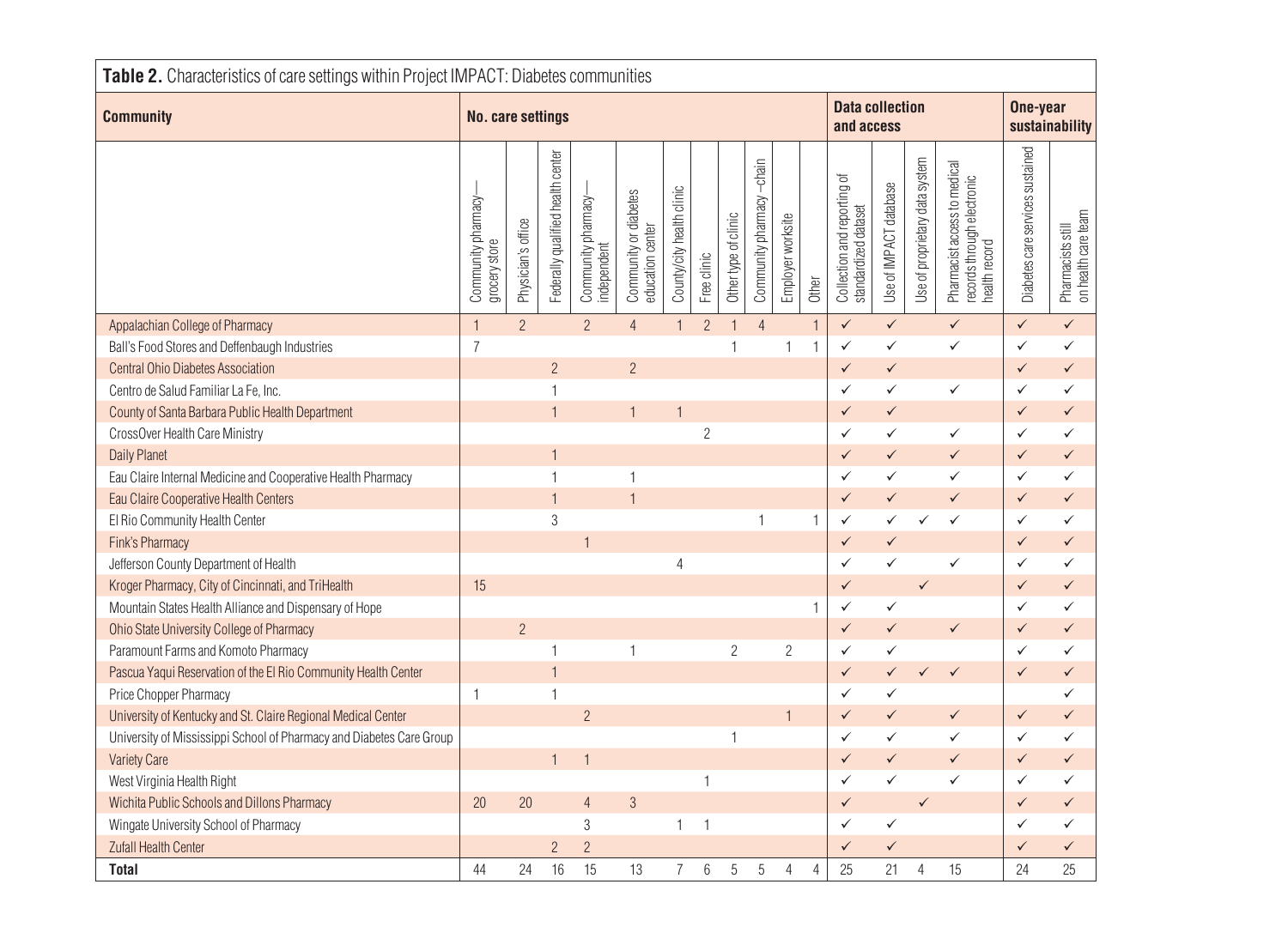**Table 2.** Characteristics of care settings within Project IMPACT: Diabetes communities

| Community | No. care settings | | | | | | | | | | | Data collection and access | | | | One-year sustainability | |
|---|---|---|---|---|---|---|---|---|---|---|---|---|---|---|---|---|---|
| | Community pharmacy—grocery store | Physician's office | Federally qualified health center | Community pharmacy—independent | Community or diabetes education center | County/city health clinic | Free clinic | Other type of clinic | Community pharmacy –chain | Employer worksite | Other | Collection and reporting of standardized dataset | Use of IMPACT database | Use of proprietary data system | Pharmacist access to medical records through electronic health record | Diabetes care services sustained | Pharmacists still on health care team |
| Appalachian College of Pharmacy | 1 | 2 | | 2 | 4 | 1 | 2 | 1 | 4 | | 1 | ✓ | ✓ | | ✓ | ✓ | ✓ |
| Ball's Food Stores and Deffenbaugh Industries | 7 | | | | | | | 1 | | 1 | 1 | ✓ | ✓ | | ✓ | ✓ | ✓ |
| Central Ohio Diabetes Association | | | 2 | | 2 | | | | | | | ✓ | ✓ | | | ✓ | ✓ |
| Centro de Salud Familiar La Fe, Inc. | | | 1 | | | | | | | | | ✓ | ✓ | | ✓ | ✓ | ✓ |
| County of Santa Barbara Public Health Department | | | 1 | | 1 | 1 | | | | | | ✓ | ✓ | | | ✓ | ✓ |
| CrossOver Health Care Ministry | | | | | | | 2 | | | | | ✓ | ✓ | | ✓ | ✓ | ✓ |
| Daily Planet | | | 1 | | | | | | | | | ✓ | ✓ | | ✓ | ✓ | ✓ |
| Eau Claire Internal Medicine and Cooperative Health Pharmacy | | | 1 | | 1 | | | | | | | ✓ | ✓ | | ✓ | ✓ | ✓ |
| Eau Claire Cooperative Health Centers | | | 1 | | 1 | | | | | | | ✓ | ✓ | | ✓ | ✓ | ✓ |
| El Rio Community Health Center | | | 3 | | | | | | 1 | | 1 | ✓ | ✓ | ✓ | ✓ | ✓ | ✓ |
| Fink's Pharmacy | | | | 1 | | | | | | | | ✓ | ✓ | | | ✓ | ✓ |
| Jefferson County Department of Health | | | | | | 4 | | | | | | ✓ | ✓ | | ✓ | ✓ | ✓ |
| Kroger Pharmacy, City of Cincinnati, and TriHealth | 15 | | | | | | | | | | | ✓ | | ✓ | | ✓ | ✓ |
| Mountain States Health Alliance and Dispensary of Hope | | | | | | | | | | | 1 | ✓ | ✓ | | | ✓ | ✓ |
| Ohio State University College of Pharmacy | | 2 | | | | | | | | | | ✓ | ✓ | | ✓ | ✓ | ✓ |
| Paramount Farms and Komoto Pharmacy | | | 1 | | 1 | | | 2 | | 2 | | ✓ | ✓ | | | ✓ | ✓ |
| Pascua Yaqui Reservation of the El Rio Community Health Center | | | 1 | | | | | | | | | ✓ | ✓ | ✓ | ✓ | ✓ | ✓ |
| Price Chopper Pharmacy | 1 | | 1 | | | | | | | | | ✓ | ✓ | | | | ✓ |
| University of Kentucky and St. Claire Regional Medical Center | | | | 2 | | | | | | 1 | | ✓ | ✓ | | ✓ | ✓ | ✓ |
| University of Mississippi School of Pharmacy and Diabetes Care Group | | | | | | | | 1 | | | | ✓ | ✓ | | ✓ | ✓ | ✓ |
| Variety Care | | | 1 | 1 | | | | | | | | ✓ | ✓ | | ✓ | ✓ | ✓ |
| West Virginia Health Right | | | | | | | 1 | | | | | ✓ | ✓ | | ✓ | ✓ | ✓ |
| Wichita Public Schools and Dillons Pharmacy | 20 | 20 | | 4 | 3 | | | | | | | ✓ | | ✓ | | ✓ | ✓ |
| Wingate University School of Pharmacy | | | | 3 | | 1 | 1 | | | | | ✓ | ✓ | | | ✓ | ✓ |
| Zufall Health Center | | | 2 | 2 | | | | | | | | ✓ | ✓ | | | ✓ | ✓ |
| **Total** | 44 | 24 | 16 | 15 | 13 | 7 | 6 | 5 | 5 | 4 | 4 | 25 | 21 | 4 | 15 | 24 | 25 |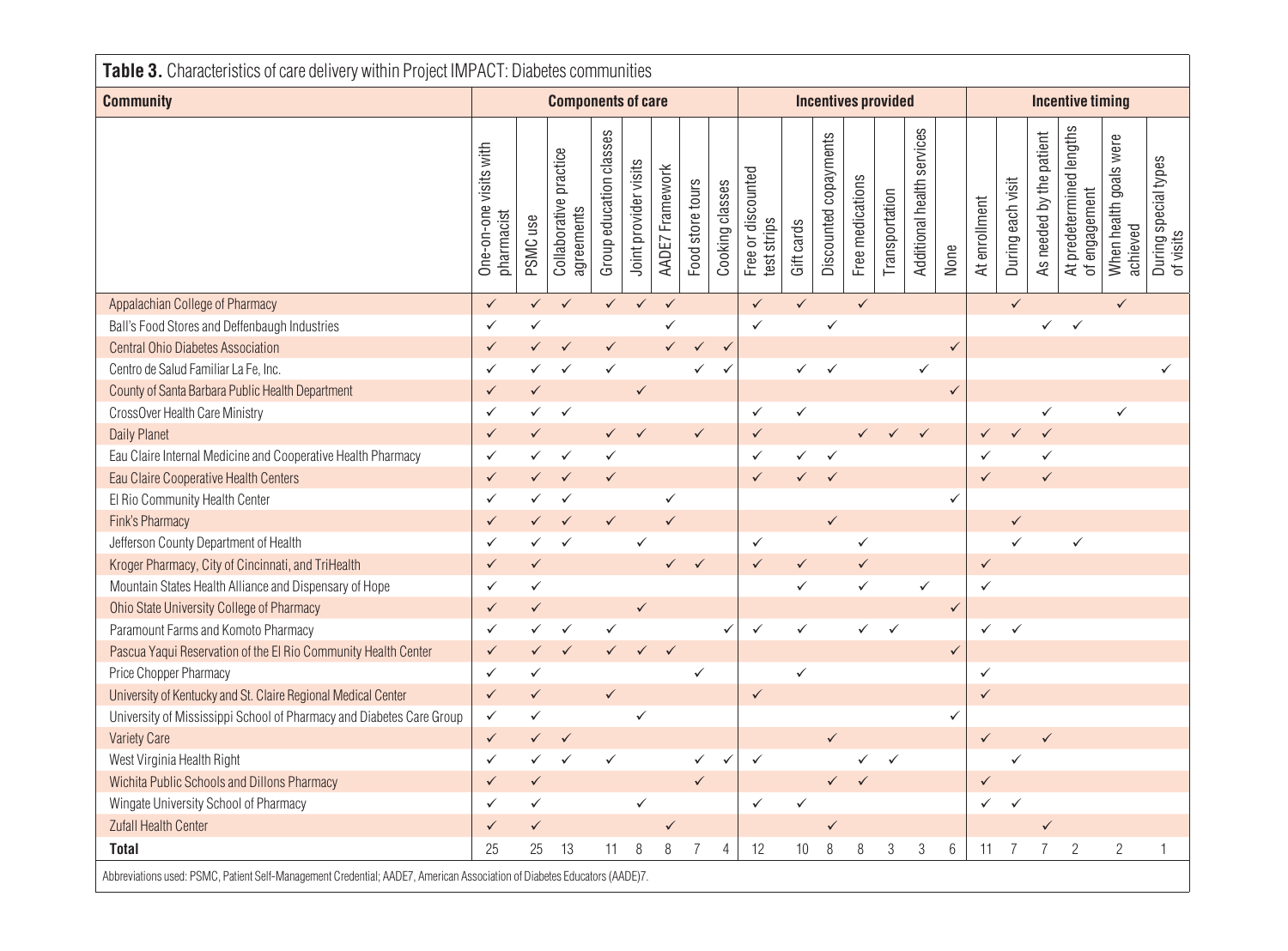**Table 3.** Characteristics of care delivery within Project IMPACT: Diabetes communities

| Community | Components of care | | | | | | | | Incentives provided | | | | | | | Incentive timing | | | | | |
|---|---|---|---|---|---|---|---|---|---|---|---|---|---|---|---|---|---|---|---|---|---|
| | One-on-one visits with pharmacist | PSMC use | Collaborative practice agreements | Group education classes | Joint provider visits | AADE7 Framework | Food store tours | Cooking classes | Free or discounted test strips | Gift cards | Discounted copayments | Free medications | Transportation | Additional health services | None | At enrollment | During each visit | As needed by the patient | At predetermined lengths of engagement | When health goals were achieved | During special types of visits |
| Appalachian College of Pharmacy | ✓ | ✓ | ✓ | ✓ | ✓ | ✓ | | | ✓ | ✓ | | ✓ | | | | | ✓ | | | ✓ | |
| Ball's Food Stores and Deffenbaugh Industries | ✓ | ✓ | | | | ✓ | | | ✓ | | ✓ | | | | | | | ✓ | ✓ | | |
| Central Ohio Diabetes Association | ✓ | ✓ | ✓ | ✓ | | ✓ | ✓ | ✓ | | | | | | | ✓ | | | | | | |
| Centro de Salud Familiar La Fe, Inc. | ✓ | ✓ | ✓ | ✓ | | | ✓ | ✓ | | ✓ | ✓ | | | ✓ | | | | | | | ✓ |
| County of Santa Barbara Public Health Department | ✓ | ✓ | | | ✓ | | | | | | | | | | ✓ | | | | | | |
| CrossOver Health Care Ministry | ✓ | ✓ | ✓ | | | | | | ✓ | ✓ | | | | | | | | ✓ | | ✓ | |
| Daily Planet | ✓ | ✓ | | ✓ | ✓ | | ✓ | | ✓ | | | ✓ | ✓ | ✓ | | ✓ | ✓ | ✓ | | | |
| Eau Claire Internal Medicine and Cooperative Health Pharmacy | ✓ | ✓ | ✓ | ✓ | | | | | ✓ | ✓ | ✓ | | | | | ✓ | | ✓ | | | |
| Eau Claire Cooperative Health Centers | ✓ | ✓ | ✓ | ✓ | | | | | ✓ | ✓ | ✓ | | | | | ✓ | | ✓ | | | |
| El Rio Community Health Center | ✓ | ✓ | ✓ | | | ✓ | | | | | | | | | ✓ | | | | | | |
| Fink's Pharmacy | ✓ | ✓ | ✓ | ✓ | | ✓ | | | | | ✓ | | | | | | ✓ | | | | |
| Jefferson County Department of Health | ✓ | ✓ | ✓ | | ✓ | | | | ✓ | | | ✓ | | | | | ✓ | | ✓ | | |
| Kroger Pharmacy, City of Cincinnati, and TriHealth | ✓ | ✓ | | | | ✓ | ✓ | | ✓ | ✓ | | ✓ | | | | ✓ | | | | | |
| Mountain States Health Alliance and Dispensary of Hope | ✓ | ✓ | | | | | | | | ✓ | | ✓ | | ✓ | | ✓ | | | | | |
| Ohio State University College of Pharmacy | ✓ | ✓ | | | ✓ | | | | | | | | | | ✓ | | | | | | |
| Paramount Farms and Komoto Pharmacy | ✓ | ✓ | ✓ | ✓ | | | | ✓ | ✓ | ✓ | | ✓ | ✓ | | | ✓ | ✓ | | | | |
| Pascua Yaqui Reservation of the El Rio Community Health Center | ✓ | ✓ | ✓ | ✓ | ✓ | ✓ | | | | | | | | | ✓ | | | | | | |
| Price Chopper Pharmacy | ✓ | ✓ | | | | | ✓ | | | ✓ | | | | | | ✓ | | | | | |
| University of Kentucky and St. Claire Regional Medical Center | ✓ | ✓ | | ✓ | | | | | ✓ | | | | | | | ✓ | | | | | |
| University of Mississippi School of Pharmacy and Diabetes Care Group | ✓ | ✓ | | | ✓ | | | | | | | | | | ✓ | | | | | | |
| Variety Care | ✓ | ✓ | ✓ | | | | | | | | ✓ | | | | | ✓ | | ✓ | | | |
| West Virginia Health Right | ✓ | ✓ | ✓ | ✓ | | | ✓ | ✓ | ✓ | | | ✓ | ✓ | | | | ✓ | | | | |
| Wichita Public Schools and Dillons Pharmacy | ✓ | ✓ | | | | | ✓ | | | | ✓ | ✓ | | | | ✓ | | | | | |
| Wingate University School of Pharmacy | ✓ | ✓ | | | ✓ | | | | ✓ | ✓ | | | | | | ✓ | ✓ | | | | |
| Zufall Health Center | ✓ | ✓ | | | | ✓ | | | | | ✓ | | | | | | | ✓ | | | |
| **Total** | 25 | 25 | 13 | 11 | 8 | 8 | 7 | 4 | 12 | 10 | 8 | 8 | 3 | 3 | 6 | 11 | 7 | 7 | 2 | 2 | 1 |

Abbreviations used: PSMC, Patient Self-Management Credential; AADE7, American Association of Diabetes Educators (AADE)7.